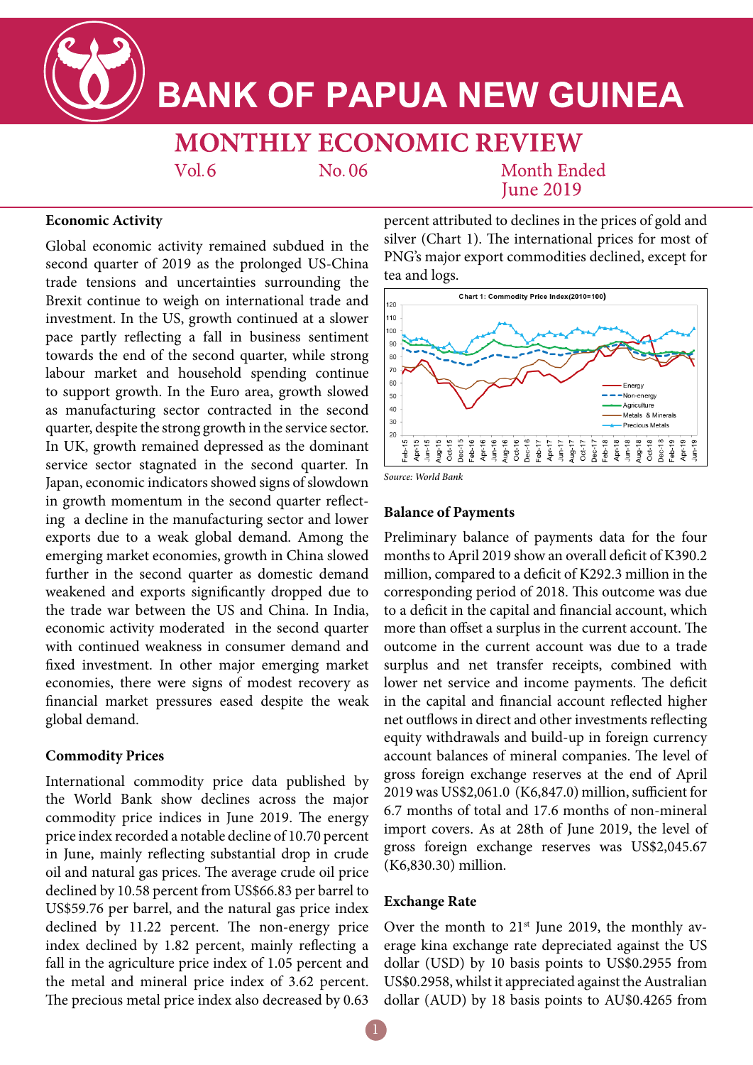# BANK OF PAPUA NEW GUINEA

## MONTHLY ECONOMIC REVIEW

Vol.6 No. 06 Month Ended June 2019

### Economic Activity

Global economic activity remained subdued in the second quarter of 2019 as the prolonged US-China trade tensions and uncertainties surrounding the Brexit continue to weigh on international trade and investment. In the US, growth continued at a slower pace partly reflecting a fall in business sentiment towards the end of the second quarter, while strong labour market and household spending continue to support growth. In the Euro area, growth slowed as manufacturing sector contracted in the second quarter, despite the strong growth in the service sector. In UK, growth remained depressed as the dominant service sector stagnated in the second quarter. In Japan, economic indicators showed signs of slowdown in growth momentum in the second quarter reflecting a decline in the manufacturing sector and lower exports due to a weak global demand. Among the emerging market economies, growth in China slowed further in the second quarter as domestic demand weakened and exports significantly dropped due to the trade war between the US and China. In India, economic activity moderated in the second quarter with continued weakness in consumer demand and fixed investment. In other major emerging market economies, there were signs of modest recovery as financial market pressures eased despite the weak global demand.

### Commodity Prices

International commodity price data published by the World Bank show declines across the major commodity price indices in June 2019. The energy price index recorded a notable decline of 10.70 percent in June, mainly reflecting substantial drop in crude oil and natural gas prices. The average crude oil price declined by 10.58 percent from US$66.83 per barrel to US$59.76 per barrel, and the natural gas price index declined by 11.22 percent. The non-energy price index declined by 1.82 percent, mainly reflecting a fall in the agriculture price index of 1.05 percent and the metal and mineral price index of 3.62 percent. The precious metal price index also decreased by 0.63 percent attributed to declines in the prices of gold and silver (Chart 1). The international prices for most of PNG's major export commodities declined, except for tea and logs.

Chart 1: Commodity Price Index(2010=100)

*Source: World Bank*

### Balance of Payments

Preliminary balance of payments data for the four months to April 2019 show an overall deficit of K390.2 million, compared to a deficit of K292.3 million in the corresponding period of 2018. This outcome was due to a deficit in the capital and financial account, which more than offset a surplus in the current account. The outcome in the current account was due to a trade surplus and net transfer receipts, combined with lower net service and income payments. The deficit in the capital and financial account reflected higher net outflows in direct and other investments reflecting equity withdrawals and build-up in foreign currency account balances of mineral companies. The level of gross foreign exchange reserves at the end of April 2019 was US$2,061.0 (K6,847.0) million, sufficient for 6.7 months of total and 17.6 months of non-mineral import covers. As at 28th of June 2019, the level of gross foreign exchange reserves was US$2,045.67 (K6,830.30) million.

### Exchange Rate

Over the month to 21st June 2019, the monthly average kina exchange rate depreciated against the US dollar (USD) by 10 basis points to US$0.2955 from US$0.2958, whilst it appreciated against the Australian dollar (AUD) by 18 basis points to AU$0.4265 from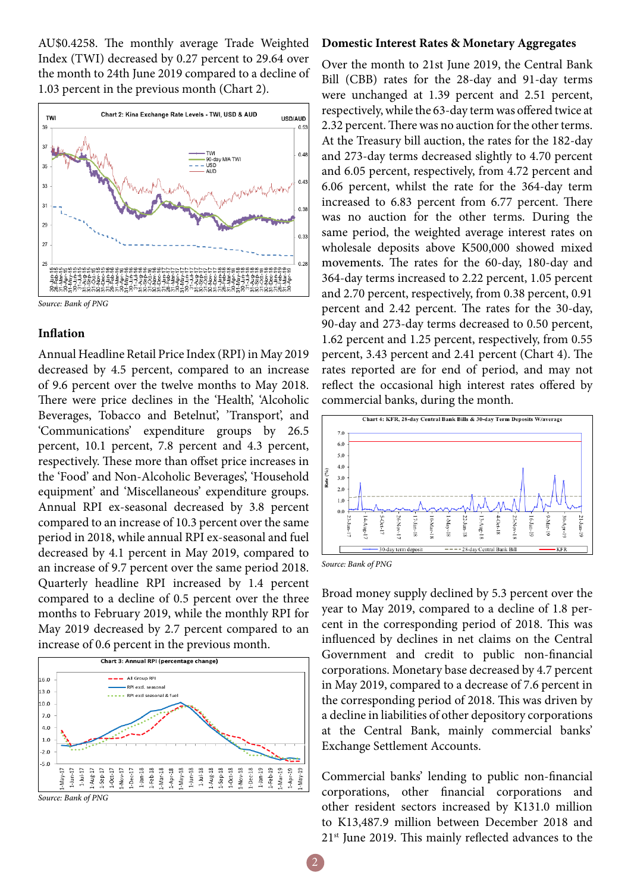AU$0.4258. The monthly average Trade Weighted Index (TWI) decreased by 0.27 percent to 29.64 over the month to 24th June 2019 compared to a decline of 1.03 percent in the previous month (Chart 2).

Chart 2: Kina Exchange Rate Levels - TWI, USD & AUD

*Source: Bank of PNG*

## Inflation

Annual Headline Retail Price Index (RPI) in May 2019 decreased by 4.5 percent, compared to an increase of 9.6 percent over the twelve months to May 2018. There were price declines in the 'Health', 'Alcoholic Beverages, Tobacco and Betelnut', 'Transport', and 'Communications' expenditure groups by 26.5 percent, 10.1 percent, 7.8 percent and 4.3 percent, respectively. These more than offset price increases in the 'Food' and Non-Alcoholic Beverages', 'Household equipment' and 'Miscellaneous' expenditure groups. Annual RPI ex-seasonal decreased by 3.8 percent compared to an increase of 10.3 percent over the same period in 2018, while annual RPI ex-seasonal and fuel decreased by 4.1 percent in May 2019, compared to an increase of 9.7 percent over the same period 2018. Quarterly headline RPI increased by 1.4 percent compared to a decline of 0.5 percent over the three months to February 2019, while the monthly RPI for May 2019 decreased by 2.7 percent compared to an increase of 0.6 percent in the previous month.

Chart 3: Annual RPI (percentage change)

*Source: Bank of PNG*

## Domestic Interest Rates & Monetary Aggregates

Over the month to 21st June 2019, the Central Bank Bill (CBB) rates for the 28-day and 91-day terms were unchanged at 1.39 percent and 2.51 percent, respectively, while the 63-day term was offered twice at 2.32 percent. There was no auction for the other terms. At the Treasury bill auction, the rates for the 182-day and 273-day terms decreased slightly to 4.70 percent and 6.05 percent, respectively, from 4.72 percent and 6.06 percent, whilst the rate for the 364-day term increased to 6.83 percent from 6.77 percent. There was no auction for the other terms. During the same period, the weighted average interest rates on wholesale deposits above K500,000 showed mixed movements. The rates for the 60-day, 180-day and 364-day terms increased to 2.22 percent, 1.05 percent and 2.70 percent, respectively, from 0.38 percent, 0.91 percent and 2.42 percent. The rates for the 30-day, 90-day and 273-day terms decreased to 0.50 percent, 1.62 percent and 1.25 percent, respectively, from 0.55 percent, 3.43 percent and 2.41 percent (Chart 4). The rates reported are for end of period, and may not reflect the occasional high interest rates offered by commercial banks, during the month.

Chart 4: KFR, 28-day Central Bank Bills & 30-day Term Deposits W/average

*Source: Bank of PNG*

Broad money supply declined by 5.3 percent over the year to May 2019, compared to a decline of 1.8 percent in the corresponding period of 2018. This was influenced by declines in net claims on the Central Government and credit to public non-financial corporations. Monetary base decreased by 4.7 percent in May 2019, compared to a decrease of 7.6 percent in the corresponding period of 2018. This was driven by a decline in liabilities of other depository corporations at the Central Bank, mainly commercial banks' Exchange Settlement Accounts.

Commercial banks' lending to public non-financial corporations, other financial corporations and other resident sectors increased by K131.0 million to K13,487.9 million between December 2018 and 21st June 2019. This mainly reflected advances to the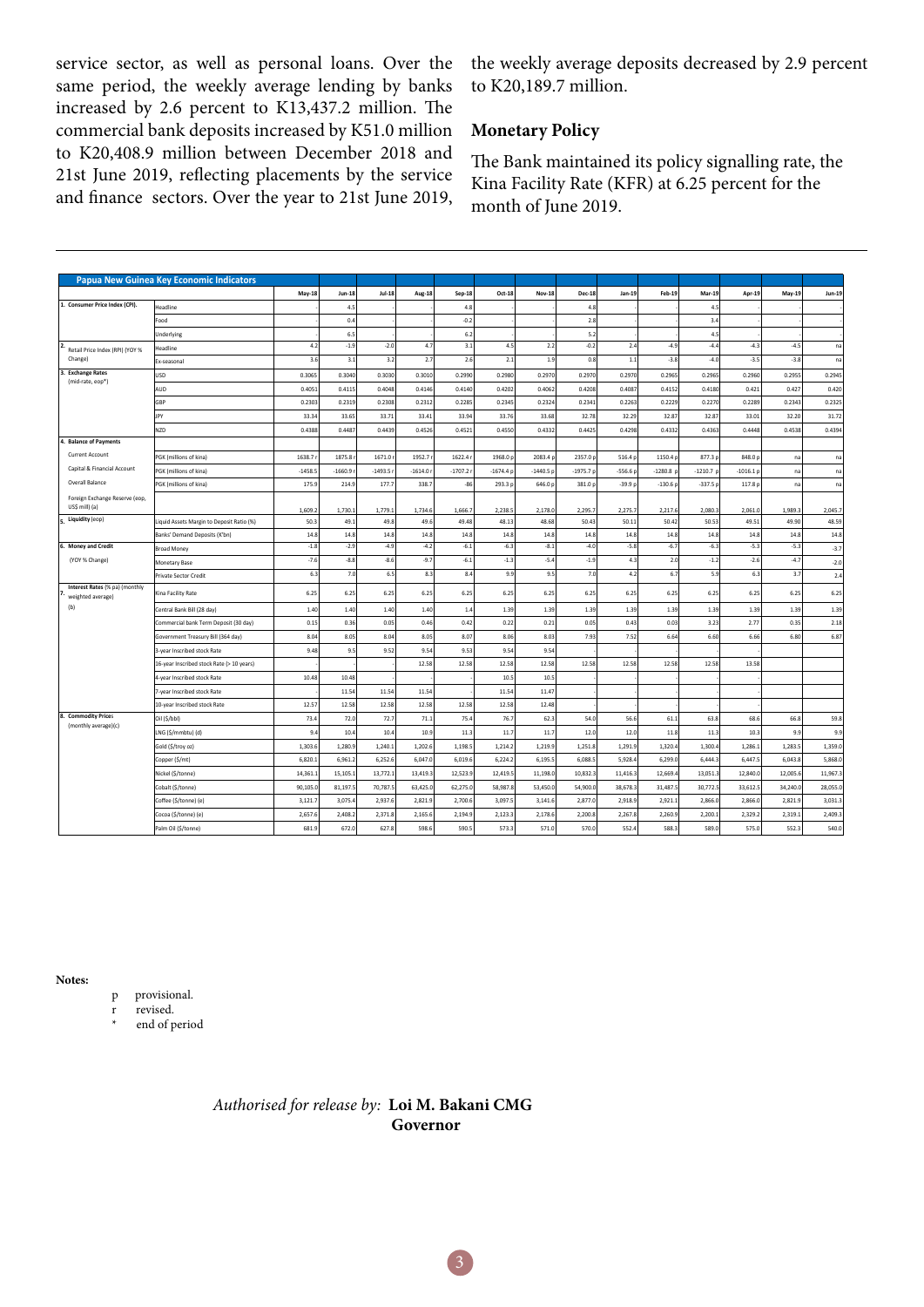service sector, as well as personal loans. Over the same period, the weekly average lending by banks increased by 2.6 percent to K13,437.2 million. The commercial bank deposits increased by K51.0 million to K20,408.9 million between December 2018 and 21st June 2019, reflecting placements by the service and finance sectors. Over the year to 21st June 2019, the weekly average deposits decreased by 2.9 percent to K20,189.7 million.

## Monetary Policy

The Bank maintained its policy signalling rate, the Kina Facility Rate (KFR) at 6.25 percent for the month of June 2019.

| Papua New Guinea Key Economic Indicators | | May-18 | Jun-18 | Jul-18 | Aug-18 | Sep-18 | Oct-18 | Nov-18 | Dec-18 | Jan-19 | Feb-19 | Mar-19 | Apr-19 | May-19 | Jun-19 |
|---|---|---|---|---|---|---|---|---|---|---|---|---|---|---|---|
| 1. Consumer Price Index (CPI). | Headline | - | 4.5 | | | 4.8 | | | 4.8 | | | 4.5 | | | - |
| | Food | - | 0.4 | | | -0.2 | | | 2.8 | | | 3.4 | | | - |
| | Underlying | - | 6.5 | | | 6.2 | | | 5.2 | | | 4.5 | | | - |
| 2. Retail Price Index (RPI) (YOY % Change) | Headline | 4.2 | -1.9 | -2.0 | 4.7 | 3.1 | 4.5 | 2.2 | -0.2 | 2.4 | -4.9 | -4.4 | -4.3 | -4.5 | na |
| | Ex-seasonal | 3.6 | 3.1 | 3.2 | 2.7 | 2.6 | 2.1 | 1.9 | 0.8 | 1.1 | -3.8 | -4.0 | -3.5 | -3.8 | na |
| 3. Exchange Rates (mid-rate, eop*) | USD | 0.3065 | 0.3040 | 0.3030 | 0.3010 | 0.2990 | 0.2980 | 0.2970 | 0.2970 | 0.2970 | 0.2965 | 0.2965 | 0.2960 | 0.2955 | 0.2945 |
| | AUD | 0.4051 | 0.4115 | 0.4048 | 0.4146 | 0.4140 | 0.4202 | 0.4062 | 0.4208 | 0.4087 | 0.4152 | 0.4180 | 0.421 | 0.427 | 0.420 |
| | GBP | 0.2303 | 0.2319 | 0.2308 | 0.2312 | 0.2285 | 0.2345 | 0.2324 | 0.2341 | 0.2263 | 0.2229 | 0.2270 | 0.2289 | 0.2343 | 0.2325 |
| | JPY | 33.34 | 33.65 | 33.71 | 33.41 | 33.94 | 33.76 | 33.68 | 32.78 | 32.29 | 32.87 | 32.87 | 33.01 | 32.20 | 31.72 |
| | NZD | 0.4388 | 0.4487 | 0.4439 | 0.4526 | 0.4521 | 0.4550 | 0.4332 | 0.4425 | 0.4298 | 0.4332 | 0.4363 | 0.4448 | 0.4538 | 0.4394 |
| 4. Balance of Payments | | | | | | | | | | | | | | | |
| Current Account | PGK (millions of kina) | 1638.7 r | 1875.8 r | 1671.0 r | 1952.7 r | 1622.4 r | 1968.0 p | 2083.4 p | 2357.0 p | 516.4 p | 1150.4 p | 877.3 p | 848.0 p | na | na |
| Capital & Financial Account | PGK (millions of kina) | -1458.5 | -1660.9 r | -1493.5 r | -1614.0 r | -1707.2 r | -1674.4 p | -1440.5 p | -1975.7 p | -556.6 p | -1280.8 p | -1210.7 p | -1016.1 p | na | na |
| Overall Balance | PGK (millions of kina) | 175.9 | 214.9 | 177.7 | 338.7 | -86 | 293.3 p | 646.0 p | 381.0 p | -39.9 p | -130.6 p | -337.5 p | 117.8 p | na | na |
| Foreign Exchange Reserve (eop, US$ mill) (a) | | 1,609.2 | 1,730.1 | 1,779.1 | 1,734.6 | 1,666.7 | 2,238.5 | 2,178.0 | 2,295.7 | 2,275.7 | 2,217.6 | 2,080.3 | 2,061.0 | 1,989.3 | 2,045.7 |
| 5. Liquidity (eop) | Liquid Assets Margin to Deposit Ratio (%) | 50.3 | 49.1 | 49.8 | 49.6 | 49.48 | 48.13 | 48.68 | 50.43 | 50.11 | 50.42 | 50.53 | 49.51 | 49.90 | 48.59 |
| | Banks' Demand Deposits (K'bn) | 14.8 | 14.8 | 14.8 | 14.8 | 14.8 | 14.8 | 14.8 | 14.8 | 14.8 | 14.8 | 14.8 | 14.8 | 14.8 | 14.8 |
| 6. Money and Credit | Broad Money | -1.8 | -2.9 | -4.9 | -4.2 | -6.1 | -6.3 | -8.1 | -4.0 | -5.8 | -6.7 | -6.3 | -5.3 | -5.3 | -3.7 |
| (YOY % Change) | Monetary Base | -7.6 | -8.8 | -8.6 | -9.7 | -6.1 | -1.3 | -5.4 | -1.9 | 4.3 | 2.0 | -1.2 | -2.6 | -4.7 | -2.0 |
| | Private Sector Credit | 6.3 | 7.0 | 6.5 | 8.3 | 8.4 | 9.9 | 9.5 | 7.0 | 4.2 | 6.7 | 5.9 | 6.3 | 3.7 | 2.4 |
| 7. Interest Rates (% pa) (monthly weighted average) | Kina Facility Rate | 6.25 | 6.25 | 6.25 | 6.25 | 6.25 | 6.25 | 6.25 | 6.25 | 6.25 | 6.25 | 6.25 | 6.25 | 6.25 | 6.25 |
| (b) | Central Bank Bill (28 day) | 1.40 | 1.40 | 1.40 | 1.40 | 1.4 | 1.39 | 1.39 | 1.39 | 1.39 | 1.39 | 1.39 | 1.39 | 1.39 | 1.39 |
| | Commercial bank Term Deposit (30 day) | 0.15 | 0.36 | 0.05 | 0.46 | 0.42 | 0.22 | 0.21 | 0.05 | 0.43 | 0.03 | 3.23 | 2.77 | 0.35 | 2.18 |
| | Government Treasury Bill (364 day) | 8.04 | 8.05 | 8.04 | 8.05 | 8.07 | 8.06 | 8.03 | 7.93 | 7.52 | 6.64 | 6.60 | 6.66 | 6.80 | 6.87 |
| | 3-year Inscribed stock Rate | 9.48 | 9.5 | 9.52 | 9.54 | 9.53 | 9.54 | 9.54 | | | | | | | |
| | 16-year Inscribed stock Rate (> 10 years) | | - | | | 12.58 | 12.58 | 12.58 | 12.58 | 12.58 | 12.58 | 12.58 | 13.58 | | |
| | 4-year Inscribed stock Rate | 10.48 | 10.48 | | | | 10.5 | 10.5 | | | | | | | |
| | 7-year Inscribed stock Rate | | 11.54 | 11.54 | | | 11.54 | 11.47 | | | | | | | |
| | 10-year Inscribed stock Rate | 12.57 | 12.58 | 12.58 | 12.58 | 12.58 | 12.58 | 12.48 | | | | | | | |
| 8. Commodity Prices (monthly average)(c) | Oil ($/bbl) | 73.4 | 72.0 | 72.7 | 71.1 | 75.4 | 76.7 | 62.3 | 54.0 | 56.6 | 61.1 | 63.8 | 68.6 | 66.8 | 59.8 |
| | LNG ($/mmbtu) (d) | 9.4 | 10.4 | 10.4 | 10.9 | 11.3 | 11.7 | 11.7 | 12.0 | 12.0 | 11.8 | 11.3 | 10.3 | 9.9 | 9.9 |
| | Gold ($/troy oz) | 1,303.6 | 1,280.9 | 1,240.1 | 1,202.6 | 1,198.5 | 1,214.2 | 1,219.9 | 1,251.8 | 1,291.9 | 1,320.4 | 1,300.4 | 1,286.1 | 1,283.5 | 1,359.0 |
| | Copper ($/mt) | 6,820.1 | 6,961.2 | 6,252.6 | 6,047.0 | 6,019.6 | 6,224.2 | 6,195.5 | 6,088.5 | 5,928.4 | 6,299.0 | 6,444.3 | 6,447.5 | 6,043.8 | 5,868.0 |
| | Nickel ($/tonne) | 14,361.1 | 15,105.1 | 13,772.1 | 13,419.3 | 12,523.9 | 12,419.5 | 11,198.0 | 10,832.3 | 11,416.3 | 12,669.4 | 13,051.3 | 12,840.0 | 12,005.6 | 11,967.3 |
| | Cobalt ($/tonne) | 90,105.0 | 81,197.5 | 70,787.5 | 63,425.0 | 62,275.0 | 58,987.8 | 53,450.0 | 54,900.0 | 38,678.3 | 31,487.5 | 30,772.5 | 33,612.5 | 34,240.0 | 28,055.0 |
| | Coffee ($/tonne) (e) | 3,121.7 | 3,075.4 | 2,937.6 | 2,821.9 | 2,700.6 | 3,097.5 | 3,141.6 | 2,877.0 | 2,918.9 | 2,921.1 | 2,866.0 | 2,866.0 | 2,821.9 | 3,031.3 |
| | Cocoa ($/tonne) (e) | 2,657.6 | 2,408.2 | 2,371.8 | 2,165.6 | 2,194.9 | 2,123.3 | 2,178.6 | 2,200.8 | 2,267.8 | 2,260.9 | 2,200.1 | 2,329.2 | 2,319.1 | 2,409.3 |
| | Palm Oil ($/tonne) | 681.9 | 672.0 | 627.8 | 598.6 | 590.5 | 573.3 | 571.0 | 570.0 | 552.4 | 588.3 | 589.0 | 575.0 | 552.3 | 540.0 |

**Notes:**

p provisional.
r revised.
* end of period

*Authorised for release by:* **Loi M. Bakani CMG**
**Governor**